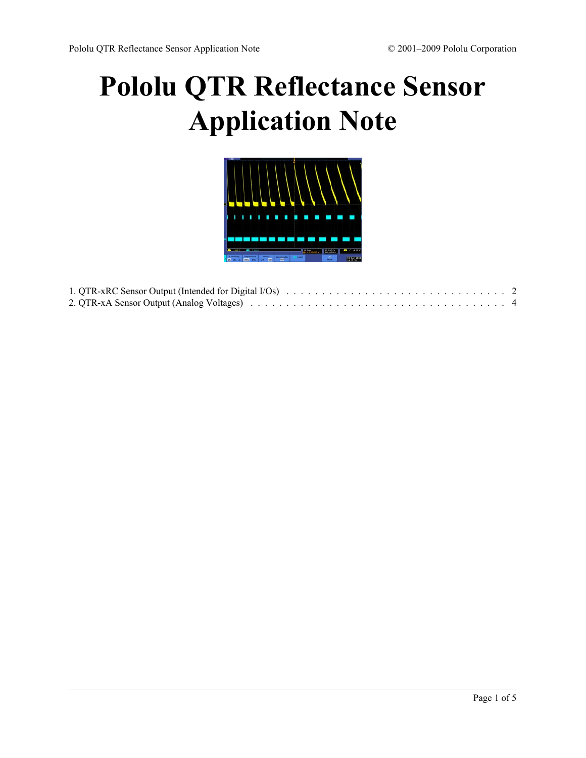# Pololu QTR Reflectance Sensor Application Note

1. QTR-xRC Sensor Output (Intended for Digital I/Os) . . . . . . . . . . . . . . . . . . . . . . . . . . . . . . . . 2
2. QTR-xA Sensor Output (Analog Voltages) . . . . . . . . . . . . . . . . . . . . . . . . . . . . . . . . . . . . . 4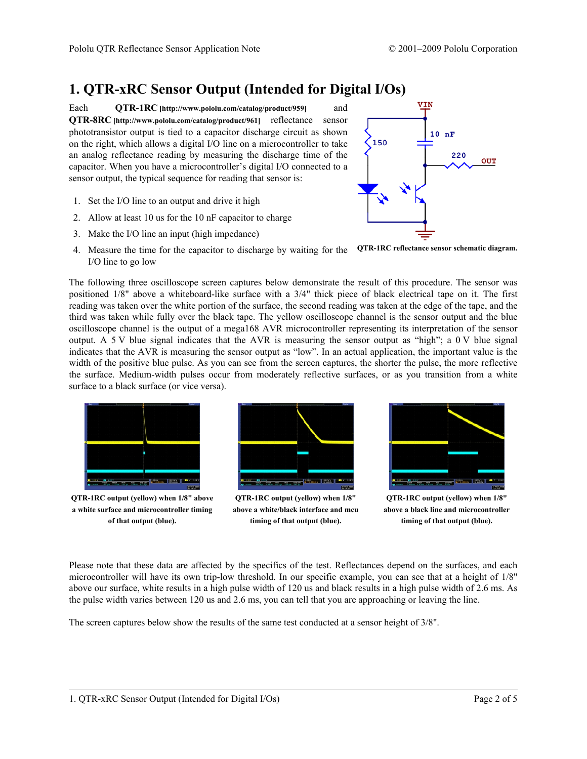# 1. QTR-xRC Sensor Output (Intended for Digital I/Os)

Each **QTR-1RC** [http://www.pololu.com/catalog/product/959] and **QTR-8RC** [http://www.pololu.com/catalog/product/961] reflectance sensor phototransistor output is tied to a capacitor discharge circuit as shown on the right, which allows a digital I/O line on a microcontroller to take an analog reflectance reading by measuring the discharge time of the capacitor. When you have a microcontroller's digital I/O connected to a sensor output, the typical sequence for reading that sensor is:

1. Set the I/O line to an output and drive it high
2. Allow at least 10 us for the 10 nF capacitor to charge
3. Make the I/O line an input (high impedance)
4. Measure the time for the capacitor to discharge by waiting for the I/O line to go low

**QTR-1RC reflectance sensor schematic diagram.**

The following three oscilloscope screen captures below demonstrate the result of this procedure. The sensor was positioned 1/8" above a whiteboard-like surface with a 3/4" thick piece of black electrical tape on it. The first reading was taken over the white portion of the surface, the second reading was taken at the edge of the tape, and the third was taken while fully over the black tape. The yellow oscilloscope channel is the sensor output and the blue oscilloscope channel is the output of a mega168 AVR microcontroller representing its interpretation of the sensor output. A 5 V blue signal indicates that the AVR is measuring the sensor output as "high"; a 0 V blue signal indicates that the AVR is measuring the sensor output as "low". In an actual application, the important value is the width of the positive blue pulse. As you can see from the screen captures, the shorter the pulse, the more reflective the surface. Medium-width pulses occur from moderately reflective surfaces, or as you transition from a white surface to a black surface (or vice versa).

**QTR-1RC output (yellow) when 1/8" above a white surface and microcontroller timing of that output (blue).**

**QTR-1RC output (yellow) when 1/8" above a white/black interface and mcu timing of that output (blue).**

**QTR-1RC output (yellow) when 1/8" above a black line and microcontroller timing of that output (blue).**

Please note that these data are affected by the specifics of the test. Reflectances depend on the surfaces, and each microcontroller will have its own trip-low threshold. In our specific example, you can see that at a height of 1/8" above our surface, white results in a high pulse width of 120 us and black results in a high pulse width of 2.6 ms. As the pulse width varies between 120 us and 2.6 ms, you can tell that you are approaching or leaving the line.

The screen captures below show the results of the same test conducted at a sensor height of 3/8".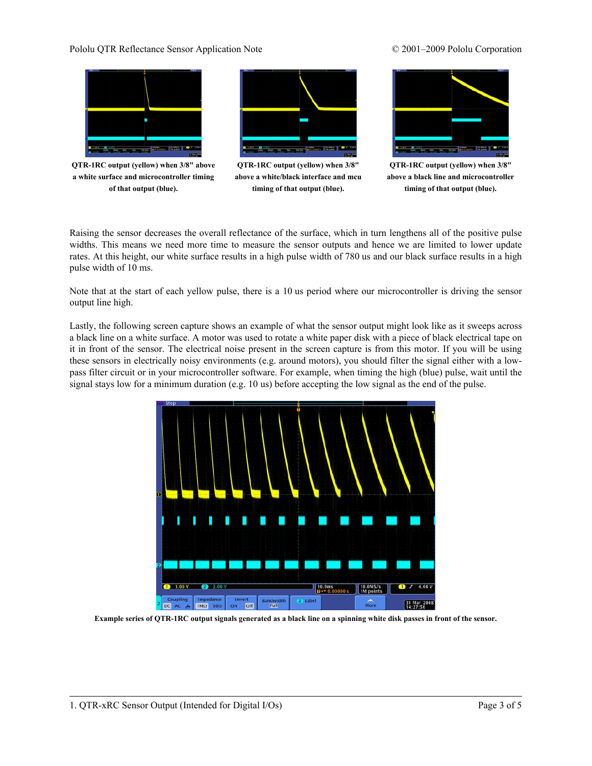**QTR-1RC output (yellow) when 3/8" above a white surface and microcontroller timing of that output (blue).**

**QTR-1RC output (yellow) when 3/8" above a white/black interface and mcu timing of that output (blue).**

**QTR-1RC output (yellow) when 3/8" above a black line and microcontroller timing of that output (blue).**

Raising the sensor decreases the overall reflectance of the surface, which in turn lengthens all of the positive pulse widths. This means we need more time to measure the sensor outputs and hence we are limited to lower update rates. At this height, our white surface results in a high pulse width of 780 us and our black surface results in a high pulse width of 10 ms.

Note that at the start of each yellow pulse, there is a 10 us period where our microcontroller is driving the sensor output line high.

Lastly, the following screen capture shows an example of what the sensor output might look like as it sweeps across a black line on a white surface. A motor was used to rotate a white paper disk with a piece of black electrical tape on it in front of the sensor. The electrical noise present in the screen capture is from this motor. If you will be using these sensors in electrically noisy environments (e.g. around motors), you should filter the signal either with a low-pass filter circuit or in your microcontroller software. For example, when timing the high (blue) pulse, wait until the signal stays low for a minimum duration (e.g. 10 us) before accepting the low signal as the end of the pulse.

**Example series of QTR-1RC output signals generated as a black line on a spinning white disk passes in front of the sensor.**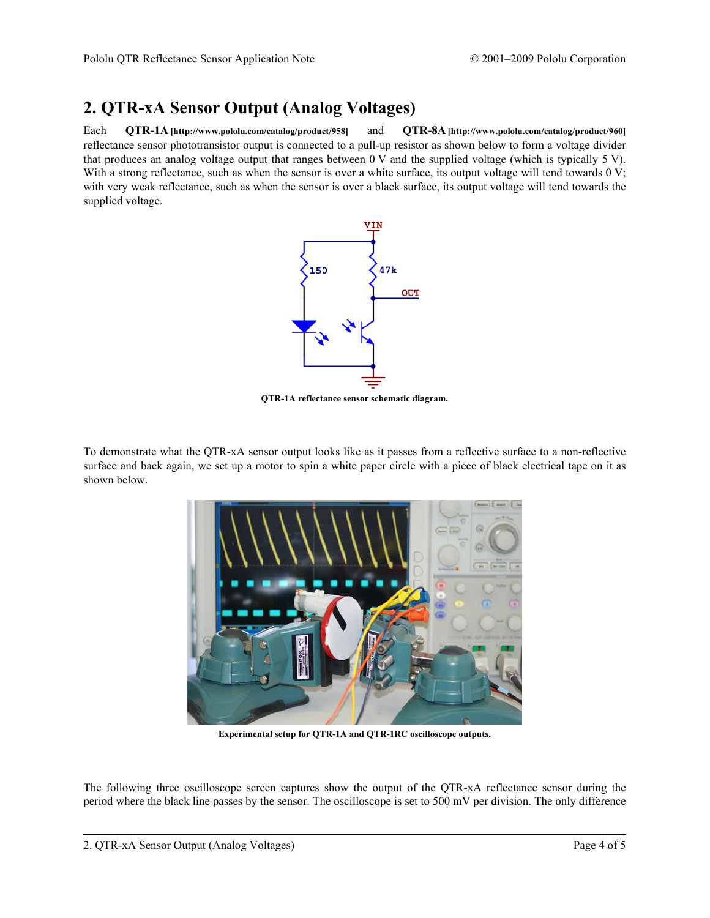## 2. QTR-xA Sensor Output (Analog Voltages)

Each **QTR-1A [http://www.pololu.com/catalog/product/958]** and **QTR-8A [http://www.pololu.com/catalog/product/960]** reflectance sensor phototransistor output is connected to a pull-up resistor as shown below to form a voltage divider that produces an analog voltage output that ranges between 0 V and the supplied voltage (which is typically 5 V). With a strong reflectance, such as when the sensor is over a white surface, its output voltage will tend towards 0 V; with very weak reflectance, such as when the sensor is over a black surface, its output voltage will tend towards the supplied voltage.

**QTR-1A reflectance sensor schematic diagram.**

To demonstrate what the QTR-xA sensor output looks like as it passes from a reflective surface to a non-reflective surface and back again, we set up a motor to spin a white paper circle with a piece of black electrical tape on it as shown below.

**Experimental setup for QTR-1A and QTR-1RC oscilloscope outputs.**

The following three oscilloscope screen captures show the output of the QTR-xA reflectance sensor during the period where the black line passes by the sensor. The oscilloscope is set to 500 mV per division. The only difference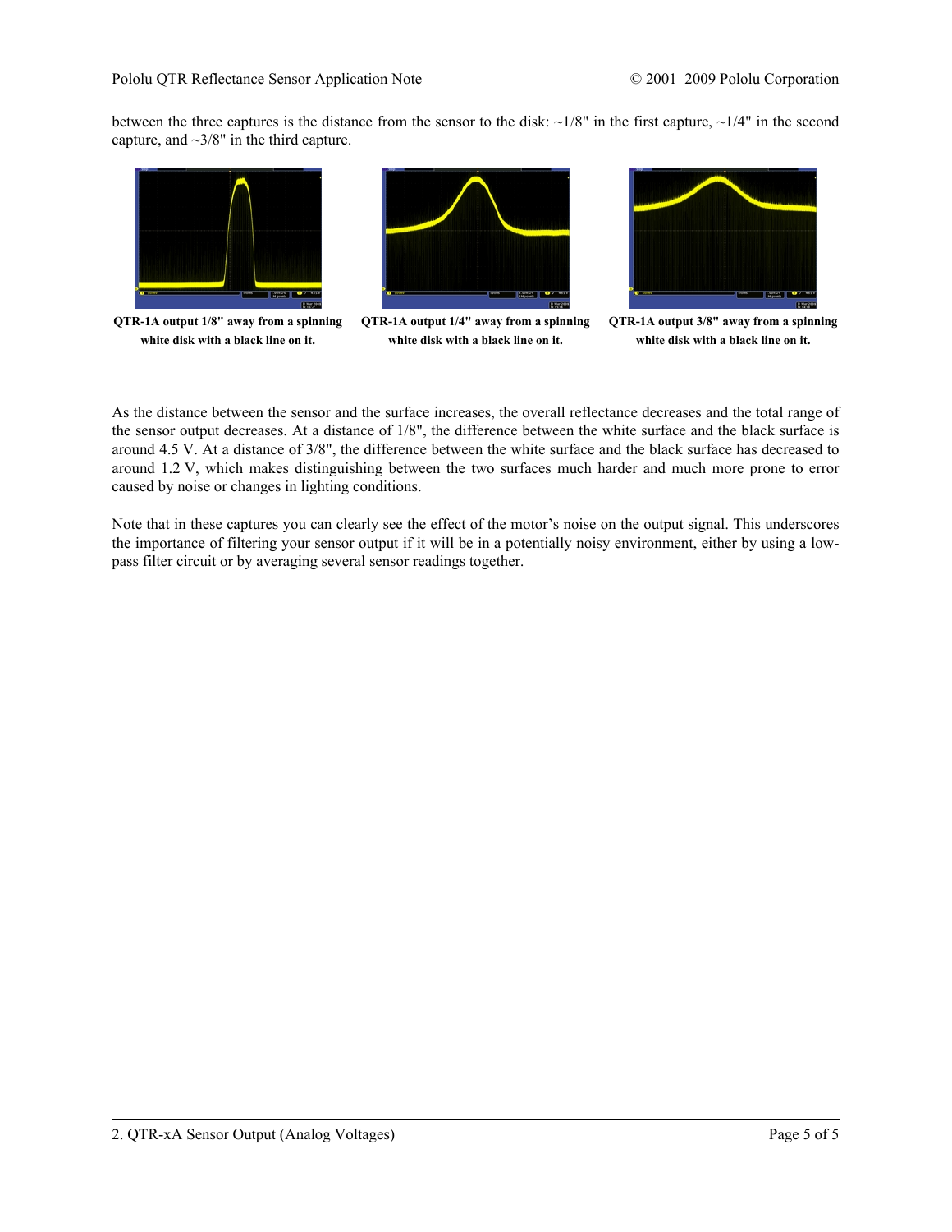between the three captures is the distance from the sensor to the disk: ~1/8" in the first capture, ~1/4" in the second capture, and ~3/8" in the third capture.

**QTR-1A output 1/8" away from a spinning white disk with a black line on it.**

**QTR-1A output 1/4" away from a spinning white disk with a black line on it.**

**QTR-1A output 3/8" away from a spinning white disk with a black line on it.**

As the distance between the sensor and the surface increases, the overall reflectance decreases and the total range of the sensor output decreases. At a distance of 1/8", the difference between the white surface and the black surface is around 4.5 V. At a distance of 3/8", the difference between the white surface and the black surface has decreased to around 1.2 V, which makes distinguishing between the two surfaces much harder and much more prone to error caused by noise or changes in lighting conditions.

Note that in these captures you can clearly see the effect of the motor's noise on the output signal. This underscores the importance of filtering your sensor output if it will be in a potentially noisy environment, either by using a low-pass filter circuit or by averaging several sensor readings together.